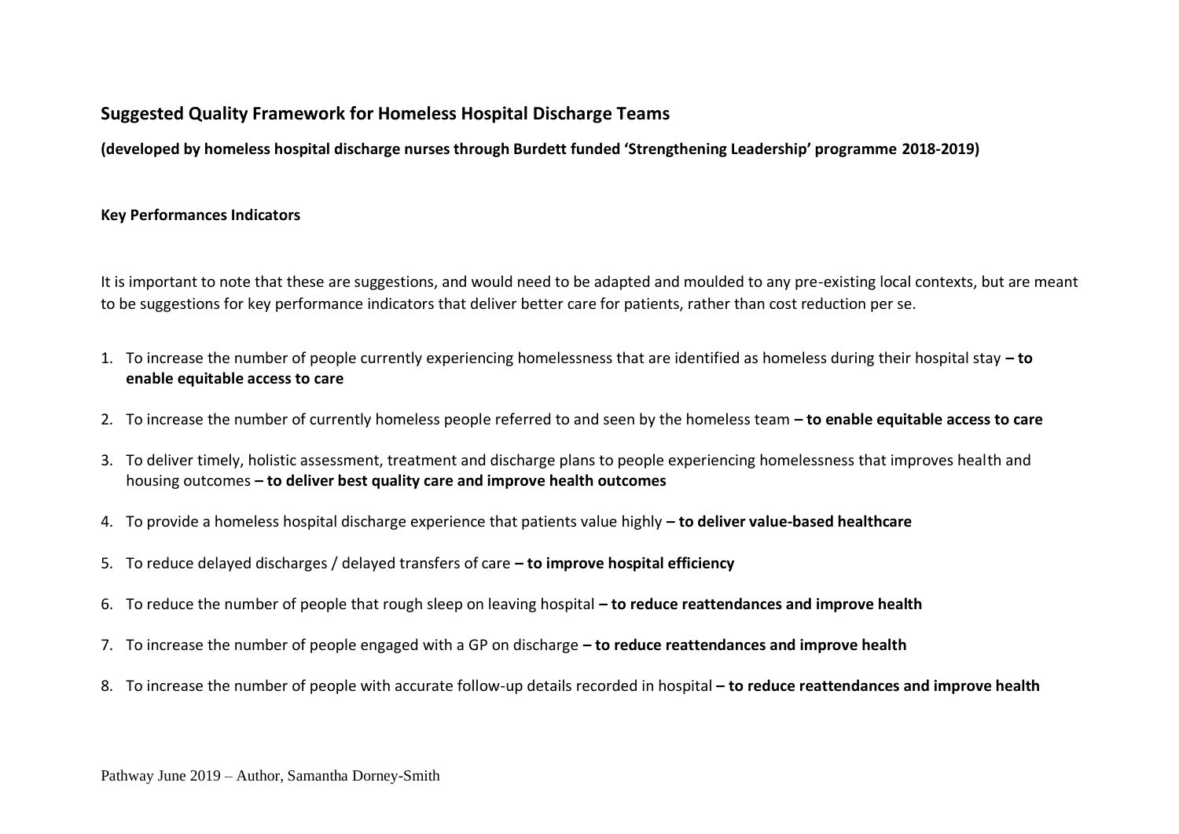## Suggested Quality Framework for Homeless Hospital Discharge Teams

**(developed by homeless hospital discharge nurses through Burdett funded 'Strengthening Leadership' programme 2018-2019)**

### Key Performances Indicators

It is important to note that these are suggestions, and would need to be adapted and moulded to any pre-existing local contexts, but are meant to be suggestions for key performance indicators that deliver better care for patients, rather than cost reduction per se.

1. To increase the number of people currently experiencing homelessness that are identified as homeless during their hospital stay **– to enable equitable access to care**
2. To increase the number of currently homeless people referred to and seen by the homeless team **– to enable equitable access to care**
3. To deliver timely, holistic assessment, treatment and discharge plans to people experiencing homelessness that improves health and housing outcomes **– to deliver best quality care and improve health outcomes**
4. To provide a homeless hospital discharge experience that patients value highly **– to deliver value-based healthcare**
5. To reduce delayed discharges / delayed transfers of care **– to improve hospital efficiency**
6. To reduce the number of people that rough sleep on leaving hospital **– to reduce reattendances and improve health**
7. To increase the number of people engaged with a GP on discharge **– to reduce reattendances and improve health**
8. To increase the number of people with accurate follow-up details recorded in hospital **– to reduce reattendances and improve health**

Pathway June 2019 – Author, Samantha Dorney-Smith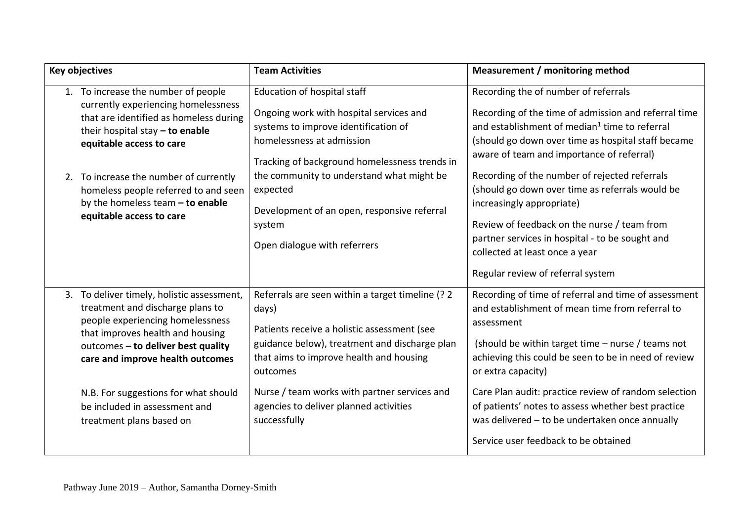| Key objectives | Team Activities | Measurement / monitoring method |
| --- | --- | --- |
| 1. To increase the number of people currently experiencing homelessness that are identified as homeless during their hospital stay **– to enable equitable access to care**<br><br>2. To increase the number of currently homeless people referred to and seen by the homeless team **– to enable equitable access to care** | Education of hospital staff<br><br>Ongoing work with hospital services and systems to improve identification of homelessness at admission<br><br>Tracking of background homelessness trends in the community to understand what might be expected<br><br>Development of an open, responsive referral system<br><br>Open dialogue with referrers | Recording the of number of referrals<br><br>Recording of the time of admission and referral time and establishment of median[1] time to referral (should go down over time as hospital staff became aware of team and importance of referral)<br><br>Recording of the number of rejected referrals (should go down over time as referrals would be increasingly appropriate)<br><br>Review of feedback on the nurse / team from partner services in hospital - to be sought and collected at least once a year<br><br>Regular review of referral system |
| 3. To deliver timely, holistic assessment, treatment and discharge plans to people experiencing homelessness that improves health and housing outcomes **– to deliver best quality care and improve health outcomes**<br><br>N.B. For suggestions for what should be included in assessment and treatment plans based on | Referrals are seen within a target timeline (? 2 days)<br><br>Patients receive a holistic assessment (see guidance below), treatment and discharge plan that aims to improve health and housing outcomes<br><br>Nurse / team works with partner services and agencies to deliver planned activities successfully | Recording of time of referral and time of assessment and establishment of mean time from referral to assessment<br><br>(should be within target time – nurse / teams not achieving this could be seen to be in need of review or extra capacity)<br><br>Care Plan audit: practice review of random selection of patients' notes to assess whether best practice was delivered – to be undertaken once annually<br><br>Service user feedback to be obtained |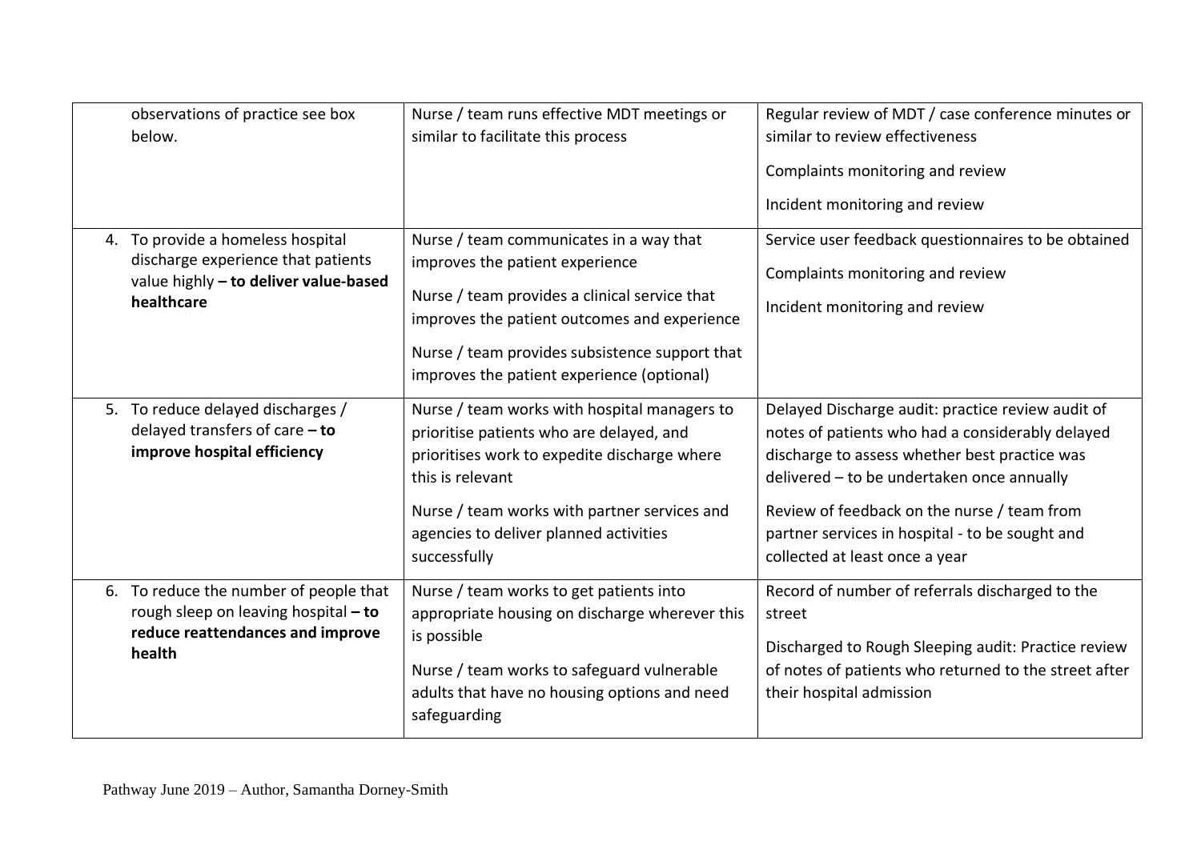| | | |
|---|---|---|
| observations of practice see box below. | Nurse / team runs effective MDT meetings or similar to facilitate this process | Regular review of MDT / case conference minutes or similar to review effectiveness<br><br>Complaints monitoring and review<br><br>Incident monitoring and review |
| 4. To provide a homeless hospital discharge experience that patients value highly **– to deliver value-based healthcare** | Nurse / team communicates in a way that improves the patient experience<br><br>Nurse / team provides a clinical service that improves the patient outcomes and experience<br><br>Nurse / team provides subsistence support that improves the patient experience (optional) | Service user feedback questionnaires to be obtained<br><br>Complaints monitoring and review<br><br>Incident monitoring and review |
| 5. To reduce delayed discharges / delayed transfers of care **– to improve hospital efficiency** | Nurse / team works with hospital managers to prioritise patients who are delayed, and prioritises work to expedite discharge where this is relevant<br><br>Nurse / team works with partner services and agencies to deliver planned activities successfully | Delayed Discharge audit: practice review audit of notes of patients who had a considerably delayed discharge to assess whether best practice was delivered – to be undertaken once annually<br><br>Review of feedback on the nurse / team from partner services in hospital - to be sought and collected at least once a year |
| 6. To reduce the number of people that rough sleep on leaving hospital **– to reduce reattendances and improve health** | Nurse / team works to get patients into appropriate housing on discharge wherever this is possible<br><br>Nurse / team works to safeguard vulnerable adults that have no housing options and need safeguarding | Record of number of referrals discharged to the street<br><br>Discharged to Rough Sleeping audit: Practice review of notes of patients who returned to the street after their hospital admission |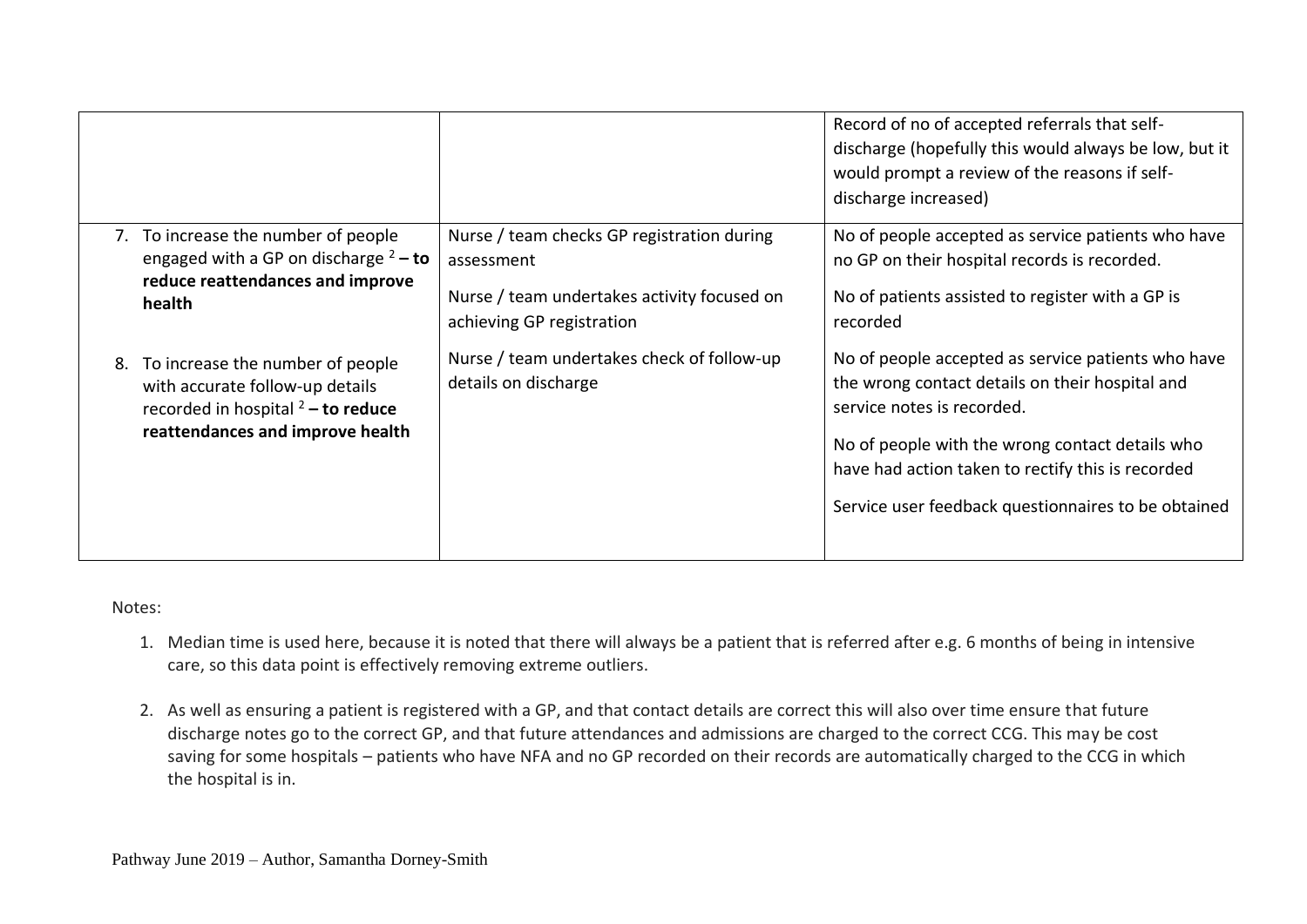| | | |
|---|---|---|
| | | Record of no of accepted referrals that self-discharge (hopefully this would always be low, but it would prompt a review of the reasons if self-discharge increased) |
| 7. To increase the number of people engaged with a GP on discharge [2] **– to reduce reattendances and improve health**<br><br>8. To increase the number of people with accurate follow-up details recorded in hospital [2] **– to reduce reattendances and improve health** | Nurse / team checks GP registration during assessment<br><br>Nurse / team undertakes activity focused on achieving GP registration<br><br>Nurse / team undertakes check of follow-up details on discharge | No of people accepted as service patients who have no GP on their hospital records is recorded.<br><br>No of patients assisted to register with a GP is recorded<br><br>No of people accepted as service patients who have the wrong contact details on their hospital and service notes is recorded.<br><br>No of people with the wrong contact details who have had action taken to rectify this is recorded<br><br>Service user feedback questionnaires to be obtained |

Notes:

1. Median time is used here, because it is noted that there will always be a patient that is referred after e.g. 6 months of being in intensive care, so this data point is effectively removing extreme outliers.

2. As well as ensuring a patient is registered with a GP, and that contact details are correct this will also over time ensure that future discharge notes go to the correct GP, and that future attendances and admissions are charged to the correct CCG. This may be cost saving for some hospitals – patients who have NFA and no GP recorded on their records are automatically charged to the CCG in which the hospital is in.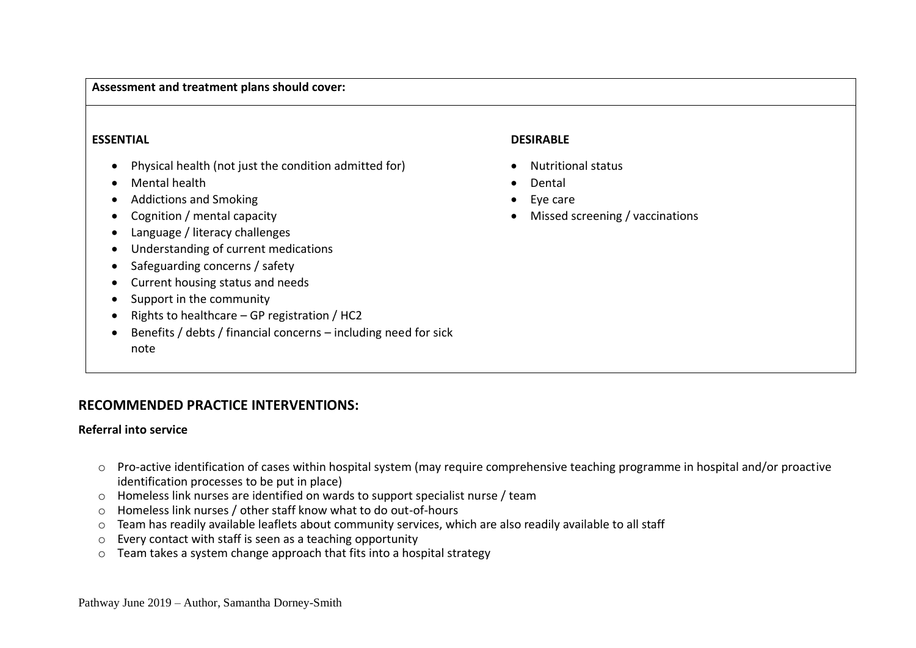| Assessment and treatment plans should cover: | |
|---|---|
| **ESSENTIAL**<br><br>• Physical health (not just the condition admitted for)<br>• Mental health<br>• Addictions and Smoking<br>• Cognition / mental capacity<br>• Language / literacy challenges<br>• Understanding of current medications<br>• Safeguarding concerns / safety<br>• Current housing status and needs<br>• Support in the community<br>• Rights to healthcare – GP registration / HC2<br>• Benefits / debts / financial concerns – including need for sick note | **DESIRABLE**<br><br>• Nutritional status<br>• Dental<br>• Eye care<br>• Missed screening / vaccinations |

## RECOMMENDED PRACTICE INTERVENTIONS:

**Referral into service**

- Pro-active identification of cases within hospital system (may require comprehensive teaching programme in hospital and/or proactive identification processes to be put in place)
- Homeless link nurses are identified on wards to support specialist nurse / team
- Homeless link nurses / other staff know what to do out-of-hours
- Team has readily available leaflets about community services, which are also readily available to all staff
- Every contact with staff is seen as a teaching opportunity
- Team takes a system change approach that fits into a hospital strategy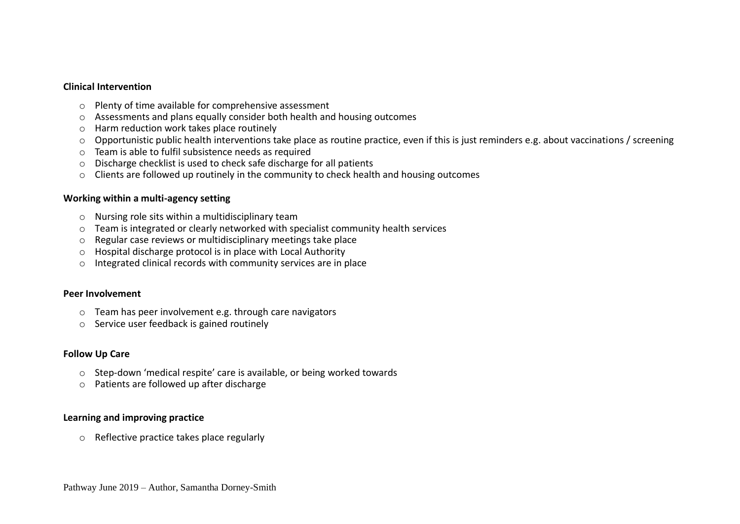**Clinical Intervention**

- Plenty of time available for comprehensive assessment
- Assessments and plans equally consider both health and housing outcomes
- Harm reduction work takes place routinely
- Opportunistic public health interventions take place as routine practice, even if this is just reminders e.g. about vaccinations / screening
- Team is able to fulfil subsistence needs as required
- Discharge checklist is used to check safe discharge for all patients
- Clients are followed up routinely in the community to check health and housing outcomes

**Working within a multi-agency setting**

- Nursing role sits within a multidisciplinary team
- Team is integrated or clearly networked with specialist community health services
- Regular case reviews or multidisciplinary meetings take place
- Hospital discharge protocol is in place with Local Authority
- Integrated clinical records with community services are in place

**Peer Involvement**

- Team has peer involvement e.g. through care navigators
- Service user feedback is gained routinely

**Follow Up Care**

- Step-down 'medical respite' care is available, or being worked towards
- Patients are followed up after discharge

**Learning and improving practice**

- Reflective practice takes place regularly